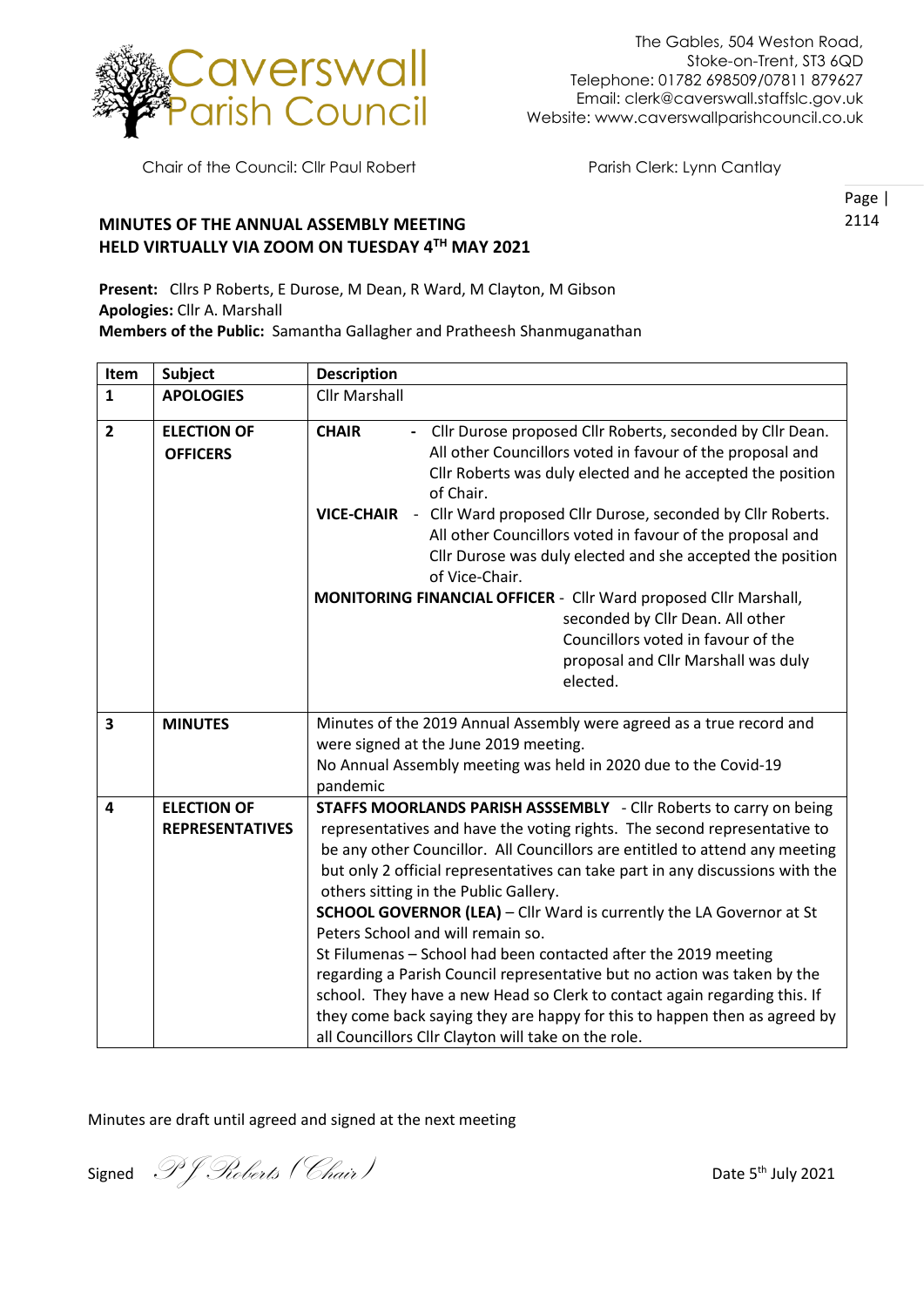Caverswall Parish Council

The Gables, 504 Weston Road,
Stoke-on-Trent, ST3 6QD
Telephone: 01782 698509/07811 879627
Email: clerk@caverswall.staffslc.gov.uk
Website: www.caverswallparishcouncil.co.uk

Chair of the Council: Cllr Paul Robert

Parish Clerk: Lynn Cantlay

## MINUTES OF THE ANNUAL ASSEMBLY MEETING HELD VIRTUALLY VIA ZOOM ON TUESDAY 4TH MAY 2021

**Present:** Cllrs P Roberts, E Durose, M Dean, R Ward, M Clayton, M Gibson
**Apologies:** Cllr A. Marshall
**Members of the Public:** Samantha Gallagher and Pratheesh Shanmuganathan

| Item | Subject | Description |
|---|---|---|
| 1 | **APOLOGIES** | Cllr Marshall |
| 2 | **ELECTION OF OFFICERS** | **CHAIR** - Cllr Durose proposed Cllr Roberts, seconded by Cllr Dean. All other Councillors voted in favour of the proposal and Cllr Roberts was duly elected and he accepted the position of Chair.<br>**VICE-CHAIR** - Cllr Ward proposed Cllr Durose, seconded by Cllr Roberts. All other Councillors voted in favour of the proposal and Cllr Durose was duly elected and she accepted the position of Vice-Chair.<br>**MONITORING FINANCIAL OFFICER** - Cllr Ward proposed Cllr Marshall, seconded by Cllr Dean. All other Councillors voted in favour of the proposal and Cllr Marshall was duly elected. |
| 3 | **MINUTES** | Minutes of the 2019 Annual Assembly were agreed as a true record and were signed at the June 2019 meeting.<br>No Annual Assembly meeting was held in 2020 due to the Covid-19 pandemic |
| 4 | **ELECTION OF REPRESENTATIVES** | **STAFFS MOORLANDS PARISH ASSSEMBLY** - Cllr Roberts to carry on being representatives and have the voting rights. The second representative to be any other Councillor. All Councillors are entitled to attend any meeting but only 2 official representatives can take part in any discussions with the others sitting in the Public Gallery.<br>**SCHOOL GOVERNOR (LEA)** – Cllr Ward is currently the LA Governor at St Peters School and will remain so.<br>St Filumenas – School had been contacted after the 2019 meeting regarding a Parish Council representative but no action was taken by the school. They have a new Head so Clerk to contact again regarding this. If they come back saying they are happy for this to happen then as agreed by all Councillors Cllr Clayton will take on the role. |

Minutes are draft until agreed and signed at the next meeting

Signed *PJ Roberts (Chair)* Date 5th July 2021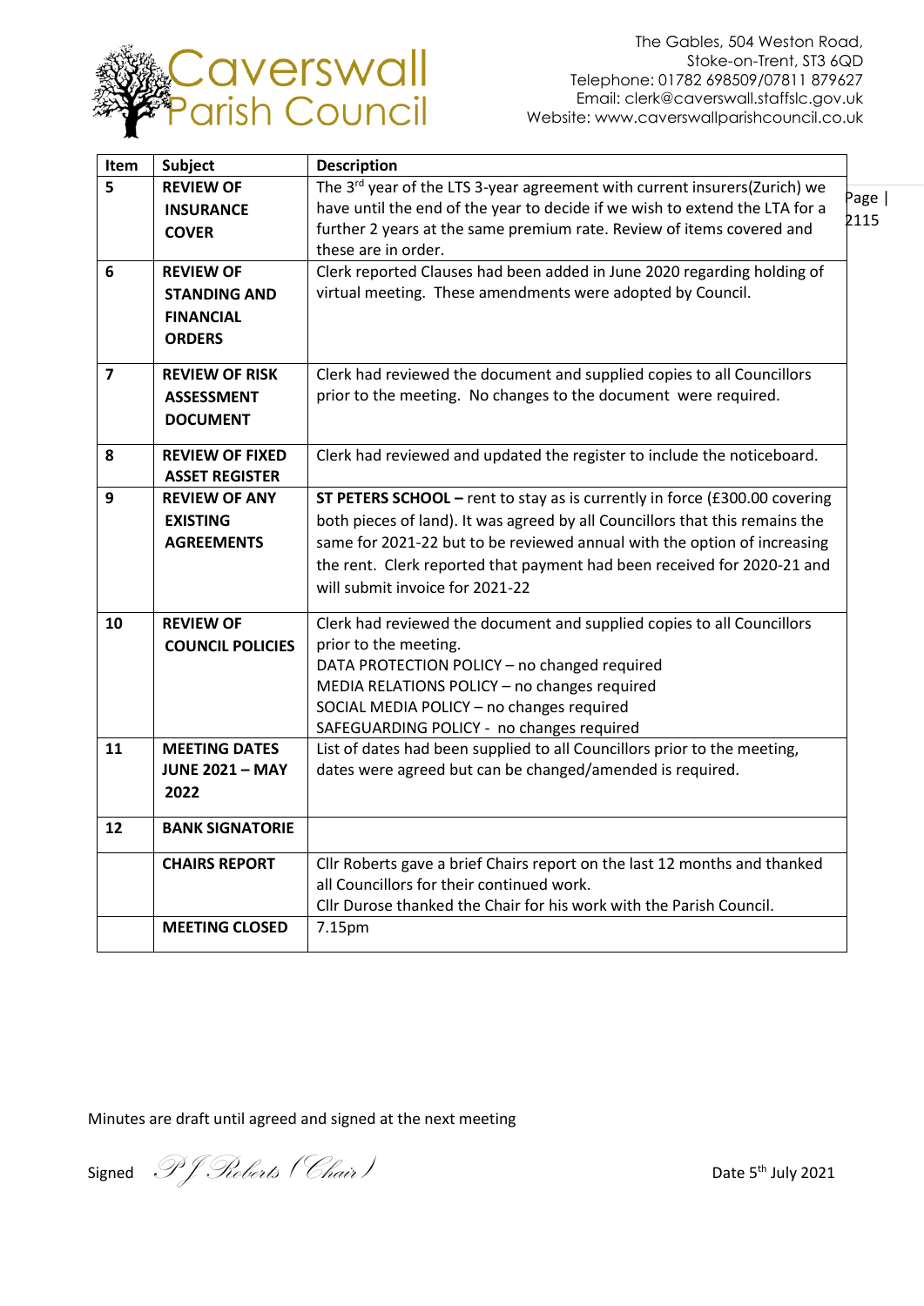# Caverswall Parish Council

The Gables, 504 Weston Road,
Stoke-on-Trent, ST3 6QD
Telephone: 01782 698509/07811 879627
Email: clerk@caverswall.staffslc.gov.uk
Website: www.caverswallparishcouncil.co.uk

| Item | Subject | Description |
|---|---|---|
| **5** | **REVIEW OF INSURANCE COVER** | The 3rd year of the LTS 3-year agreement with current insurers(Zurich) we have until the end of the year to decide if we wish to extend the LTA for a further 2 years at the same premium rate. Review of items covered and these are in order. |
| **6** | **REVIEW OF STANDING AND FINANCIAL ORDERS** | Clerk reported Clauses had been added in June 2020 regarding holding of virtual meeting. These amendments were adopted by Council. |
| **7** | **REVIEW OF RISK ASSESSMENT DOCUMENT** | Clerk had reviewed the document and supplied copies to all Councillors prior to the meeting. No changes to the document were required. |
| **8** | **REVIEW OF FIXED ASSET REGISTER** | Clerk had reviewed and updated the register to include the noticeboard. |
| **9** | **REVIEW OF ANY EXISTING AGREEMENTS** | **ST PETERS SCHOOL –** rent to stay as is currently in force (£300.00 covering both pieces of land). It was agreed by all Councillors that this remains the same for 2021-22 but to be reviewed annual with the option of increasing the rent. Clerk reported that payment had been received for 2020-21 and will submit invoice for 2021-22 |
| **10** | **REVIEW OF COUNCIL POLICIES** | Clerk had reviewed the document and supplied copies to all Councillors prior to the meeting.<br>DATA PROTECTION POLICY – no changed required<br>MEDIA RELATIONS POLICY – no changes required<br>SOCIAL MEDIA POLICY – no changes required<br>SAFEGUARDING POLICY - no changes required |
| **11** | **MEETING DATES JUNE 2021 – MAY 2022** | List of dates had been supplied to all Councillors prior to the meeting, dates were agreed but can be changed/amended is required. |
| **12** | **BANK SIGNATORIE** | |
| | **CHAIRS REPORT** | Cllr Roberts gave a brief Chairs report on the last 12 months and thanked all Councillors for their continued work.<br>Cllr Durose thanked the Chair for his work with the Parish Council. |
| | **MEETING CLOSED** | 7.15pm |

Minutes are draft until agreed and signed at the next meeting

Signed *PJ Roberts (Chair)* Date 5th July 2021